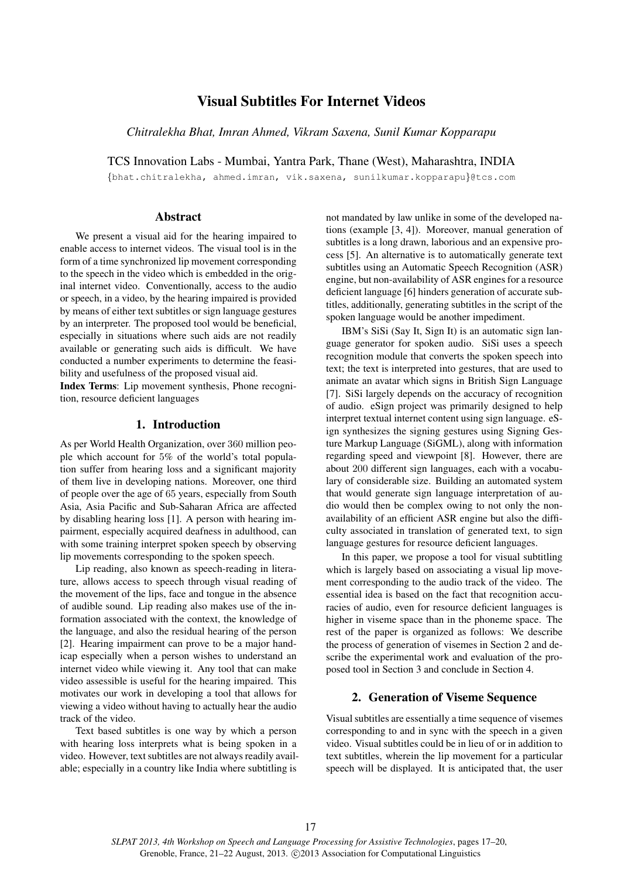# Visual Subtitles For Internet Videos

*Chitralekha Bhat, Imran Ahmed, Vikram Saxena, Sunil Kumar Kopparapu*

TCS Innovation Labs - Mumbai, Yantra Park, Thane (West), Maharashtra, INDIA

{bhat.chitralekha, ahmed.imran, vik.saxena, sunilkumar.kopparapu}@tcs.com

## Abstract

We present a visual aid for the hearing impaired to enable access to internet videos. The visual tool is in the form of a time synchronized lip movement corresponding to the speech in the video which is embedded in the original internet video. Conventionally, access to the audio or speech, in a video, by the hearing impaired is provided by means of either text subtitles or sign language gestures by an interpreter. The proposed tool would be beneficial, especially in situations where such aids are not readily available or generating such aids is difficult. We have conducted a number experiments to determine the feasibility and usefulness of the proposed visual aid.

**Index Terms**: Lip movement synthesis, Phone recognition, resource deficient languages

## 1. Introduction

As per World Health Organization, over 360 million people which account for 5% of the world's total population suffer from hearing loss and a significant majority of them live in developing nations. Moreover, one third of people over the age of 65 years, especially from South Asia, Asia Pacific and Sub-Saharan Africa are affected by disabling hearing loss [1]. A person with hearing impairment, especially acquired deafness in adulthood, can with some training interpret spoken speech by observing lip movements corresponding to the spoken speech.

Lip reading, also known as speech-reading in literature, allows access to speech through visual reading of the movement of the lips, face and tongue in the absence of audible sound. Lip reading also makes use of the information associated with the context, the knowledge of the language, and also the residual hearing of the person [2]. Hearing impairment can prove to be a major handicap especially when a person wishes to understand an internet video while viewing it. Any tool that can make video assessible is useful for the hearing impaired. This motivates our work in developing a tool that allows for viewing a video without having to actually hear the audio track of the video.

Text based subtitles is one way by which a person with hearing loss interprets what is being spoken in a video. However, text subtitles are not always readily available; especially in a country like India where subtitling is not mandated by law unlike in some of the developed nations (example [3, 4]). Moreover, manual generation of subtitles is a long drawn, laborious and an expensive process [5]. An alternative is to automatically generate text subtitles using an Automatic Speech Recognition (ASR) engine, but non-availability of ASR engines for a resource deficient language [6] hinders generation of accurate subtitles, additionally, generating subtitles in the script of the spoken language would be another impediment.

IBM's SiSi (Say It, Sign It) is an automatic sign language generator for spoken audio. SiSi uses a speech recognition module that converts the spoken speech into text; the text is interpreted into gestures, that are used to animate an avatar which signs in British Sign Language [7]. SiSi largely depends on the accuracy of recognition of audio. eSign project was primarily designed to help interpret textual internet content using sign language. eSign synthesizes the signing gestures using Signing Gesture Markup Language (SiGML), along with information regarding speed and viewpoint [8]. However, there are about 200 different sign languages, each with a vocabulary of considerable size. Building an automated system that would generate sign language interpretation of audio would then be complex owing to not only the non-availability of an efficient ASR engine but also the difficulty associated in translation of generated text, to sign language gestures for resource deficient languages.

In this paper, we propose a tool for visual subtitling which is largely based on associating a visual lip movement corresponding to the audio track of the video. The essential idea is based on the fact that recognition accuracies of audio, even for resource deficient languages is higher in viseme space than in the phoneme space. The rest of the paper is organized as follows: We describe the process of generation of visemes in Section 2 and describe the experimental work and evaluation of the proposed tool in Section 3 and conclude in Section 4.

## 2. Generation of Viseme Sequence

Visual subtitles are essentially a time sequence of visemes corresponding to and in sync with the speech in a given video. Visual subtitles could be in lieu of or in addition to text subtitles, wherein the lip movement for a particular speech will be displayed. It is anticipated that, the user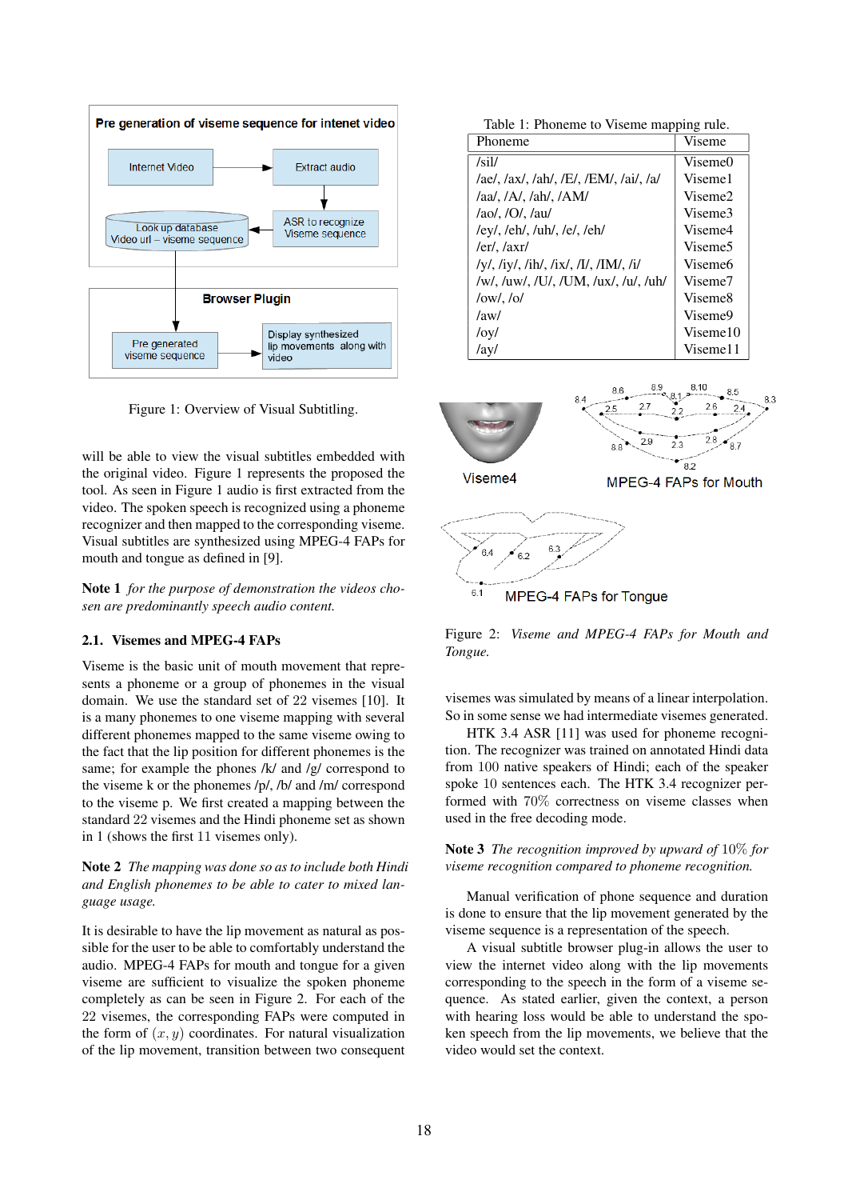Figure 1: Overview of Visual Subtitling.

will be able to view the visual subtitles embedded with the original video. Figure 1 represents the proposed the tool. As seen in Figure 1 audio is first extracted from the video. The spoken speech is recognized using a phoneme recognizer and then mapped to the corresponding viseme. Visual subtitles are synthesized using MPEG-4 FAPs for mouth and tongue as defined in [9].

**Note 1** *for the purpose of demonstration the videos chosen are predominantly speech audio content.*

### 2.1. Visemes and MPEG-4 FAPs

Viseme is the basic unit of mouth movement that represents a phoneme or a group of phonemes in the visual domain. We use the standard set of 22 visemes [10]. It is a many phonemes to one viseme mapping with several different phonemes mapped to the same viseme owing to the fact that the lip position for different phonemes is the same; for example the phones /k/ and /g/ correspond to the viseme k or the phonemes /p/, /b/ and /m/ correspond to the viseme p. We first created a mapping between the standard 22 visemes and the Hindi phoneme set as shown in 1 (shows the first 11 visemes only).

**Note 2** *The mapping was done so as to include both Hindi and English phonemes to be able to cater to mixed language usage.*

It is desirable to have the lip movement as natural as possible for the user to be able to comfortably understand the audio. MPEG-4 FAPs for mouth and tongue for a given viseme are sufficient to visualize the spoken phoneme completely as can be seen in Figure 2. For each of the 22 visemes, the corresponding FAPs were computed in the form of $(x, y)$ coordinates. For natural visualization of the lip movement, transition between two consequent

Table 1: Phoneme to Viseme mapping rule.

| Phoneme | Viseme |
|---|---|
| /sil/ | Viseme0 |
| /ae/, /ax/, /ah/, /E/, /EM/, /ai/, /a/ | Viseme1 |
| /aa/, /A/, /ah/, /AM/ | Viseme2 |
| /ao/, /O/, /au/ | Viseme3 |
| /ey/, /eh/, /uh/, /e/, /eh/ | Viseme4 |
| /er/, /axr/ | Viseme5 |
| /y/, /iy/, /ih/, /ix/, /I/, /IM/, /i/ | Viseme6 |
| /w/, /uw/, /U/, /UM, /ux/, /u/, /uh/ | Viseme7 |
| /ow/, /o/ | Viseme8 |
| /aw/ | Viseme9 |
| /oy/ | Viseme10 |
| /ay/ | Viseme11 |

Figure 2: *Viseme and MPEG-4 FAPs for Mouth and Tongue.*

visemes was simulated by means of a linear interpolation. So in some sense we had intermediate visemes generated.

HTK 3.4 ASR [11] was used for phoneme recognition. The recognizer was trained on annotated Hindi data from 100 native speakers of Hindi; each of the speaker spoke 10 sentences each. The HTK 3.4 recognizer performed with 70% correctness on viseme classes when used in the free decoding mode.

**Note 3** *The recognition improved by upward of 10% for viseme recognition compared to phoneme recognition.*

Manual verification of phone sequence and duration is done to ensure that the lip movement generated by the viseme sequence is a representation of the speech.

A visual subtitle browser plug-in allows the user to view the internet video along with the lip movements corresponding to the speech in the form of a viseme sequence. As stated earlier, given the context, a person with hearing loss would be able to understand the spoken speech from the lip movements, we believe that the video would set the context.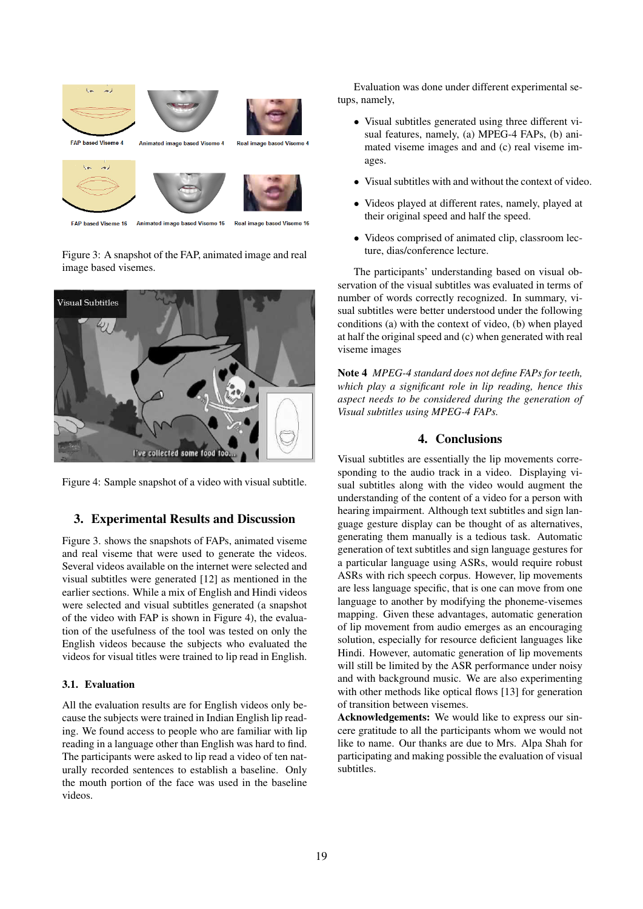Figure 3: A snapshot of the FAP, animated image and real image based visemes.

Figure 4: Sample snapshot of a video with visual subtitle.

## 3. Experimental Results and Discussion

Figure 3. shows the snapshots of FAPs, animated viseme and real viseme that were used to generate the videos. Several videos available on the internet were selected and visual subtitles were generated [12] as mentioned in the earlier sections. While a mix of English and Hindi videos were selected and visual subtitles generated (a snapshot of the video with FAP is shown in Figure 4), the evaluation of the usefulness of the tool was tested on only the English videos because the subjects who evaluated the videos for visual titles were trained to lip read in English.

### 3.1. Evaluation

All the evaluation results are for English videos only because the subjects were trained in Indian English lip reading. We found access to people who are familiar with lip reading in a language other than English was hard to find. The participants were asked to lip read a video of ten naturally recorded sentences to establish a baseline. Only the mouth portion of the face was used in the baseline videos.

Evaluation was done under different experimental setups, namely,

- Visual subtitles generated using three different visual features, namely, (a) MPEG-4 FAPs, (b) animated viseme images and and (c) real viseme images.
- Visual subtitles with and without the context of video.
- Videos played at different rates, namely, played at their original speed and half the speed.
- Videos comprised of animated clip, classroom lecture, dias/conference lecture.

The participants' understanding based on visual observation of the visual subtitles was evaluated in terms of number of words correctly recognized. In summary, visual subtitles were better understood under the following conditions (a) with the context of video, (b) when played at half the original speed and (c) when generated with real viseme images

**Note 4** *MPEG-4 standard does not define FAPs for teeth, which play a significant role in lip reading, hence this aspect needs to be considered during the generation of Visual subtitles using MPEG-4 FAPs.*

## 4. Conclusions

Visual subtitles are essentially the lip movements corresponding to the audio track in a video. Displaying visual subtitles along with the video would augment the understanding of the content of a video for a person with hearing impairment. Although text subtitles and sign language gesture display can be thought of as alternatives, generating them manually is a tedious task. Automatic generation of text subtitles and sign language gestures for a particular language using ASRs, would require robust ASRs with rich speech corpus. However, lip movements are less language specific, that is one can move from one language to another by modifying the phoneme-visemes mapping. Given these advantages, automatic generation of lip movement from audio emerges as an encouraging solution, especially for resource deficient languages like Hindi. However, automatic generation of lip movements will still be limited by the ASR performance under noisy and with background music. We are also experimenting with other methods like optical flows [13] for generation of transition between visemes.

**Acknowledgements:** We would like to express our sincere gratitude to all the participants whom we would not like to name. Our thanks are due to Mrs. Alpa Shah for participating and making possible the evaluation of visual subtitles.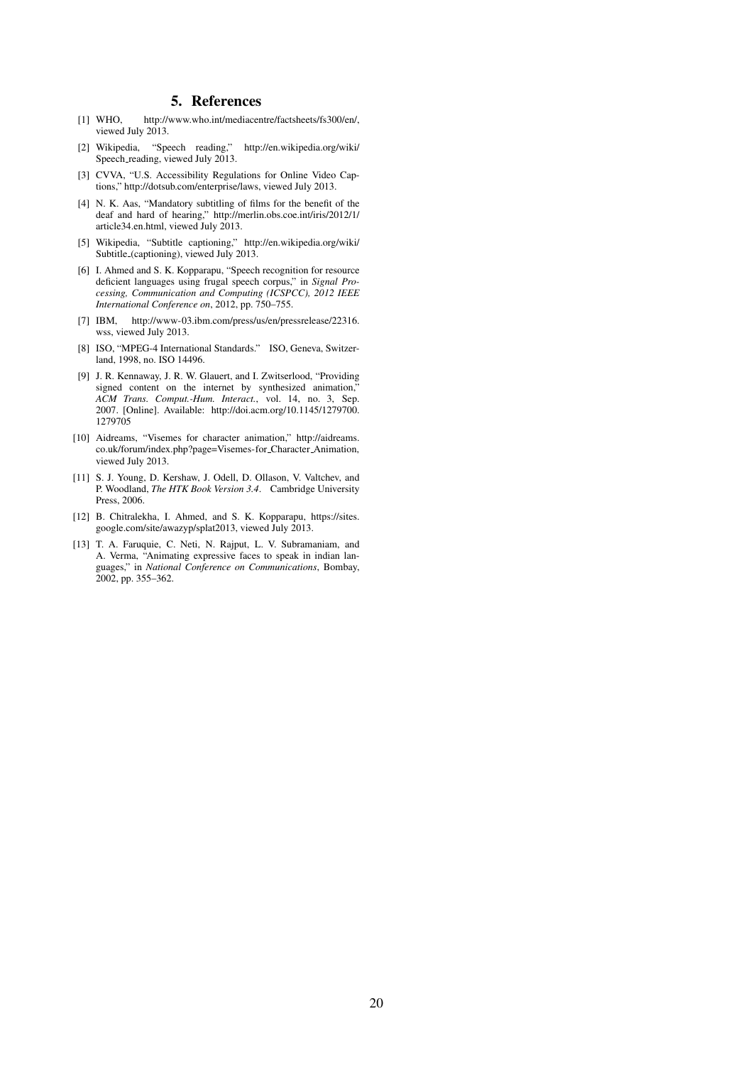## 5. References

[1] WHO, http://www.who.int/mediacentre/factsheets/fs300/en/, viewed July 2013.

[2] Wikipedia, "Speech reading," http://en.wikipedia.org/wiki/Speech_reading, viewed July 2013.

[3] CVVA, "U.S. Accessibility Regulations for Online Video Captions," http://dotsub.com/enterprise/laws, viewed July 2013.

[4] N. K. Aas, "Mandatory subtitling of films for the benefit of the deaf and hard of hearing," http://merlin.obs.coe.int/iris/2012/1/article34.en.html, viewed July 2013.

[5] Wikipedia, "Subtitle captioning," http://en.wikipedia.org/wiki/Subtitle_(captioning), viewed July 2013.

[6] I. Ahmed and S. K. Kopparapu, "Speech recognition for resource deficient languages using frugal speech corpus," in *Signal Processing, Communication and Computing (ICSPCC), 2012 IEEE International Conference on*, 2012, pp. 750–755.

[7] IBM, http://www-03.ibm.com/press/us/en/pressrelease/22316.wss, viewed July 2013.

[8] ISO, "MPEG-4 International Standards." ISO, Geneva, Switzerland, 1998, no. ISO 14496.

[9] J. R. Kennaway, J. R. W. Glauert, and I. Zwitserlood, "Providing signed content on the internet by synthesized animation," *ACM Trans. Comput.-Hum. Interact.*, vol. 14, no. 3, Sep. 2007. [Online]. Available: http://doi.acm.org/10.1145/1279700.1279705

[10] Aidreams, "Visemes for character animation," http://aidreams.co.uk/forum/index.php?page=Visemes-for_Character_Animation, viewed July 2013.

[11] S. J. Young, D. Kershaw, J. Odell, D. Ollason, V. Valtchev, and P. Woodland, *The HTK Book Version 3.4*. Cambridge University Press, 2006.

[12] B. Chitralekha, I. Ahmed, and S. K. Kopparapu, https://sites.google.com/site/awazyp/splat2013, viewed July 2013.

[13] T. A. Faruquie, C. Neti, N. Rajput, L. V. Subramaniam, and A. Verma, "Animating expressive faces to speak in indian languages," in *National Conference on Communications*, Bombay, 2002, pp. 355–362.